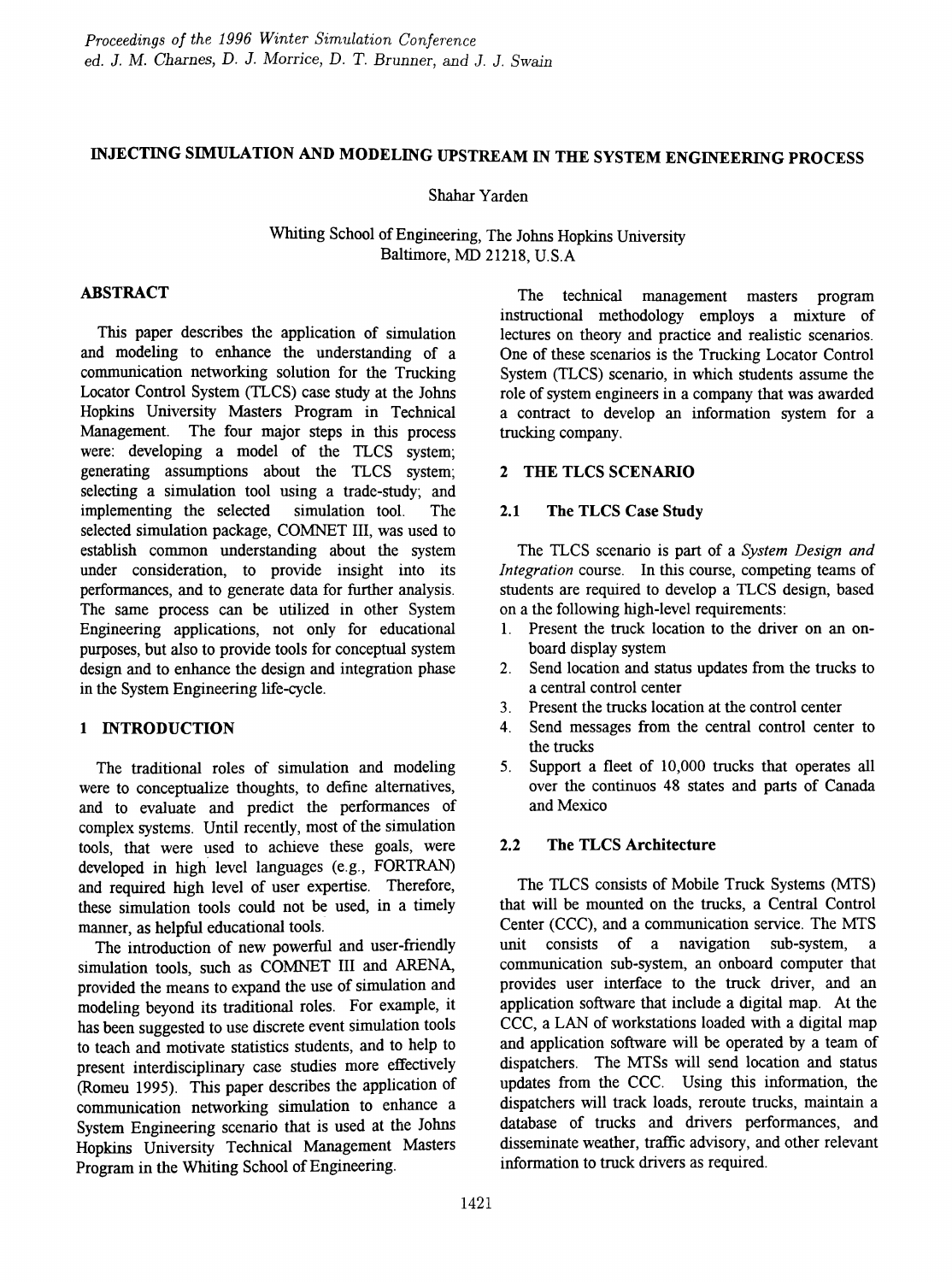# INJECTING SIMULATION AND MODELING UPSTREAM IN THE SYSTEM ENGINEERING PROCESS

Shahar Yarden

Whiting School of Engineering, The Johns Hopkins University
Baltimore, MD 21218, U.S.A

## ABSTRACT

This paper describes the application of simulation and modeling to enhance the understanding of a communication networking solution for the Trucking Locator Control System (TLCS) case study at the Johns Hopkins University Masters Program in Technical Management. The four major steps in this process were: developing a model of the TLCS system; generating assumptions about the TLCS system; selecting a simulation tool using a trade-study; and implementing the selected simulation tool. The selected simulation package, COMNET III, was used to establish common understanding about the system under consideration, to provide insight into its performances, and to generate data for further analysis. The same process can be utilized in other System Engineering applications, not only for educational purposes, but also to provide tools for conceptual system design and to enhance the design and integration phase in the System Engineering life-cycle.

## 1 INTRODUCTION

The traditional roles of simulation and modeling were to conceptualize thoughts, to define alternatives, and to evaluate and predict the performances of complex systems. Until recently, most of the simulation tools, that were used to achieve these goals, were developed in high level languages (e.g., FORTRAN) and required high level of user expertise. Therefore, these simulation tools could not be used, in a timely manner, as helpful educational tools.

The introduction of new powerful and user-friendly simulation tools, such as COMNET III and ARENA, provided the means to expand the use of simulation and modeling beyond its traditional roles. For example, it has been suggested to use discrete event simulation tools to teach and motivate statistics students, and to help to present interdisciplinary case studies more effectively (Romeu 1995). This paper describes the application of communication networking simulation to enhance a System Engineering scenario that is used at the Johns Hopkins University Technical Management Masters Program in the Whiting School of Engineering.

The technical management masters program instructional methodology employs a mixture of lectures on theory and practice and realistic scenarios. One of these scenarios is the Trucking Locator Control System (TLCS) scenario, in which students assume the role of system engineers in a company that was awarded a contract to develop an information system for a trucking company.

## 2 THE TLCS SCENARIO

### 2.1 The TLCS Case Study

The TLCS scenario is part of a *System Design and Integration* course. In this course, competing teams of students are required to develop a TLCS design, based on a the following high-level requirements:

1. Present the truck location to the driver on an on-board display system
2. Send location and status updates from the trucks to a central control center
3. Present the trucks location at the control center
4. Send messages from the central control center to the trucks
5. Support a fleet of 10,000 trucks that operates all over the continuos 48 states and parts of Canada and Mexico

### 2.2 The TLCS Architecture

The TLCS consists of Mobile Truck Systems (MTS) that will be mounted on the trucks, a Central Control Center (CCC), and a communication service. The MTS unit consists of a navigation sub-system, a communication sub-system, an onboard computer that provides user interface to the truck driver, and an application software that include a digital map. At the CCC, a LAN of workstations loaded with a digital map and application software will be operated by a team of dispatchers. The MTSs will send location and status updates from the CCC. Using this information, the dispatchers will track loads, reroute trucks, maintain a database of trucks and drivers performances, and disseminate weather, traffic advisory, and other relevant information to truck drivers as required.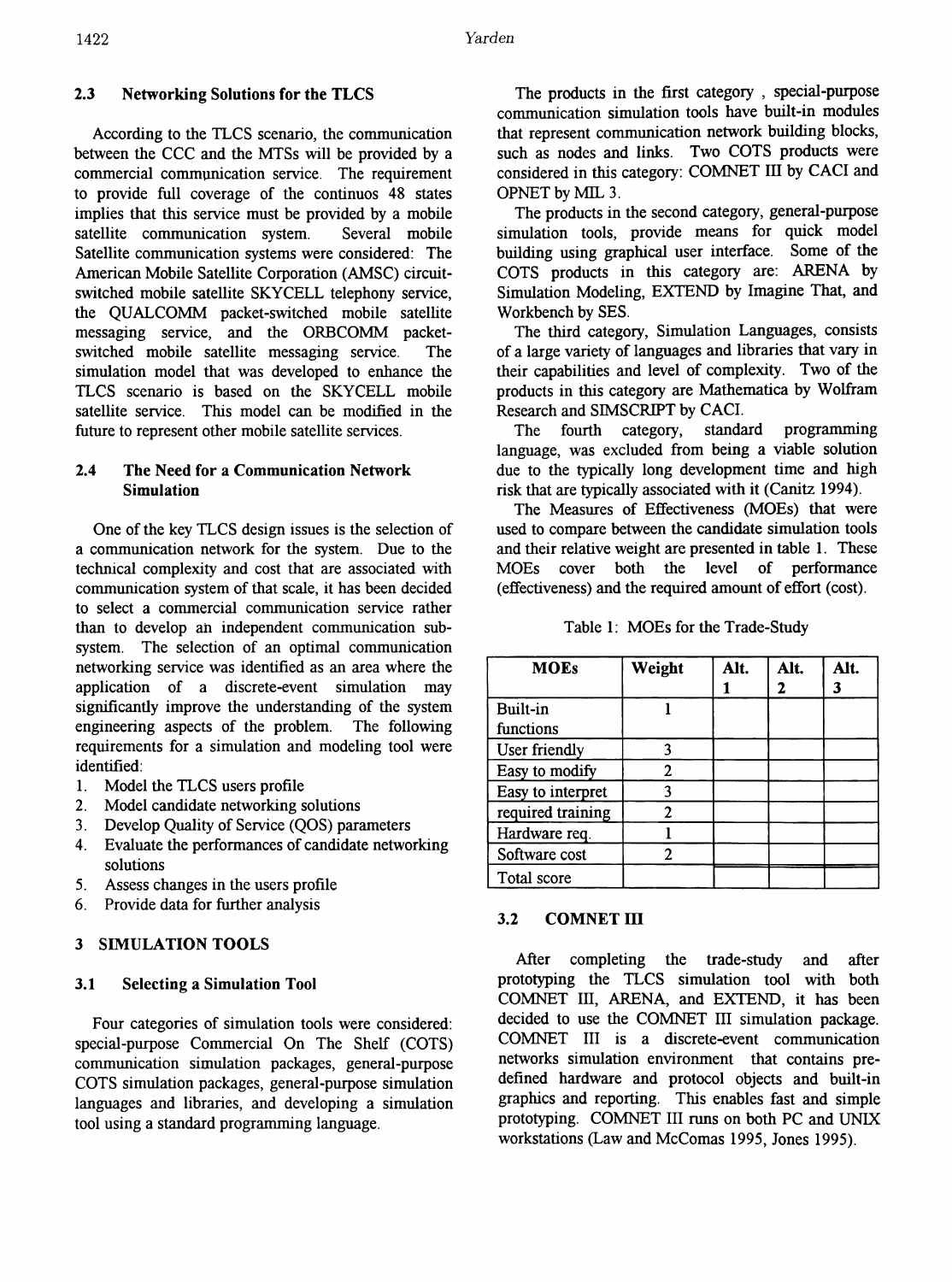### 2.3 Networking Solutions for the TLCS

According to the TLCS scenario, the communication between the CCC and the MTSs will be provided by a commercial communication service. The requirement to provide full coverage of the continuos 48 states implies that this service must be provided by a mobile satellite communication system. Several mobile Satellite communication systems were considered: The American Mobile Satellite Corporation (AMSC) circuit-switched mobile satellite SKYCELL telephony service, the QUALCOMM packet-switched mobile satellite messaging service, and the ORBCOMM packet-switched mobile satellite messaging service. The simulation model that was developed to enhance the TLCS scenario is based on the SKYCELL mobile satellite service. This model can be modified in the future to represent other mobile satellite services.

### 2.4 The Need for a Communication Network Simulation

One of the key TLCS design issues is the selection of a communication network for the system. Due to the technical complexity and cost that are associated with communication system of that scale, it has been decided to select a commercial communication service rather than to develop an independent communication sub-system. The selection of an optimal communication networking service was identified as an area where the application of a discrete-event simulation may significantly improve the understanding of the system engineering aspects of the problem. The following requirements for a simulation and modeling tool were identified:

1. Model the TLCS users profile
2. Model candidate networking solutions
3. Develop Quality of Service (QOS) parameters
4. Evaluate the performances of candidate networking solutions
5. Assess changes in the users profile
6. Provide data for further analysis

## 3 SIMULATION TOOLS

### 3.1 Selecting a Simulation Tool

Four categories of simulation tools were considered: special-purpose Commercial On The Shelf (COTS) communication simulation packages, general-purpose COTS simulation packages, general-purpose simulation languages and libraries, and developing a simulation tool using a standard programming language.

The products in the first category , special-purpose communication simulation tools have built-in modules that represent communication network building blocks, such as nodes and links. Two COTS products were considered in this category: COMNET III by CACI and OPNET by MIL 3.

The products in the second category, general-purpose simulation tools, provide means for quick model building using graphical user interface. Some of the COTS products in this category are: ARENA by Simulation Modeling, EXTEND by Imagine That, and Workbench by SES.

The third category, Simulation Languages, consists of a large variety of languages and libraries that vary in their capabilities and level of complexity. Two of the products in this category are Mathematica by Wolfram Research and SIMSCRIPT by CACI.

The fourth category, standard programming language, was excluded from being a viable solution due to the typically long development time and high risk that are typically associated with it (Canitz 1994).

The Measures of Effectiveness (MOEs) that were used to compare between the candidate simulation tools and their relative weight are presented in table 1. These MOEs cover both the level of performance (effectiveness) and the required amount of effort (cost).

Table 1: MOEs for the Trade-Study

| MOEs | Weight | Alt. 1 | Alt. 2 | Alt. 3 |
|---|---|---|---|---|
| Built-in functions | 1 | | | |
| User friendly | 3 | | | |
| Easy to modify | 2 | | | |
| Easy to interpret | 3 | | | |
| required training | 2 | | | |
| Hardware req. | 1 | | | |
| Software cost | 2 | | | |
| Total score | | | | |

### 3.2 COMNET III

After completing the trade-study and after prototyping the TLCS simulation tool with both COMNET III, ARENA, and EXTEND, it has been decided to use the COMNET III simulation package. COMNET III is a discrete-event communication networks simulation environment that contains pre-defined hardware and protocol objects and built-in graphics and reporting. This enables fast and simple prototyping. COMNET III runs on both PC and UNIX workstations (Law and McComas 1995, Jones 1995).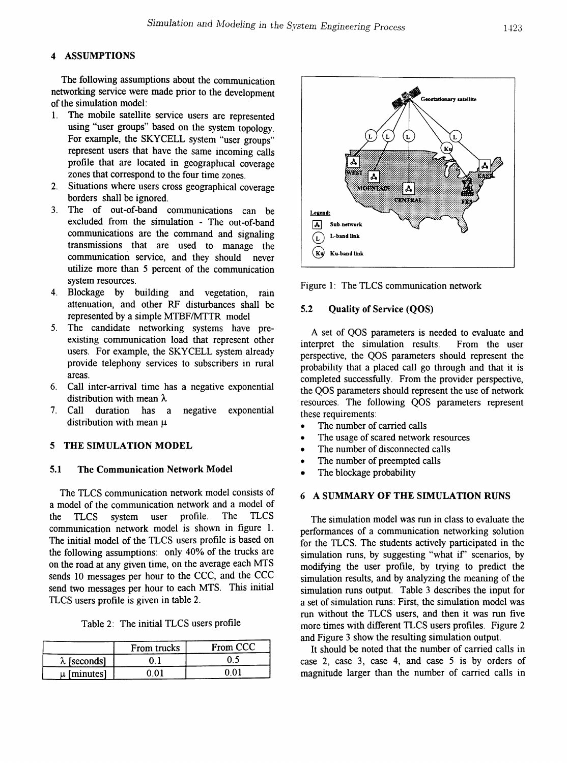## 4 ASSUMPTIONS

The following assumptions about the communication networking service were made prior to the development of the simulation model:

1. The mobile satellite service users are represented using "user groups" based on the system topology. For example, the SKYCELL system "user groups" represent users that have the same incoming calls profile that are located in geographical coverage zones that correspond to the four time zones.
2. Situations where users cross geographical coverage borders shall be ignored.
3. The of out-of-band communications can be excluded from the simulation - The out-of-band communications are the command and signaling transmissions that are used to manage the communication service, and they should never utilize more than 5 percent of the communication system resources.
4. Blockage by building and vegetation, rain attenuation, and other RF disturbances shall be represented by a simple MTBF/MTTR model
5. The candidate networking systems have pre-existing communication load that represent other users. For example, the SKYCELL system already provide telephony services to subscribers in rural areas.
6. Call inter-arrival time has a negative exponential distribution with mean $\lambda$
7. Call duration has a negative exponential distribution with mean $\mu$

## 5 THE SIMULATION MODEL

### 5.1 The Communication Network Model

The TLCS communication network model consists of a model of the communication network and a model of the TLCS system user profile. The TLCS communication network model is shown in figure 1. The initial model of the TLCS users profile is based on the following assumptions: only 40% of the trucks are on the road at any given time, on the average each MTS sends 10 messages per hour to the CCC, and the CCC send two messages per hour to each MTS. This initial TLCS users profile is given in table 2.

Table 2: The initial TLCS users profile

| | From trucks | From CCC |
|---|---|---|
| $\lambda$ [seconds] | 0.1 | 0.5 |
| $\mu$ [minutes] | 0.01 | 0.01 |

Figure 1: The TLCS communication network

### 5.2 Quality of Service (QOS)

A set of QOS parameters is needed to evaluate and interpret the simulation results. From the user perspective, the QOS parameters should represent the probability that a placed call go through and that it is completed successfully. From the provider perspective, the QOS parameters should represent the use of network resources. The following QOS parameters represent these requirements:

- The number of carried calls
- The usage of scared network resources
- The number of disconnected calls
- The number of preempted calls
- The blockage probability

## 6 A SUMMARY OF THE SIMULATION RUNS

The simulation model was run in class to evaluate the performances of a communication networking solution for the TLCS. The students actively participated in the simulation runs, by suggesting "what if" scenarios, by modifying the user profile, by trying to predict the simulation results, and by analyzing the meaning of the simulation runs output. Table 3 describes the input for a set of simulation runs: First, the simulation model was run without the TLCS users, and then it was run five more times with different TLCS users profiles. Figure 2 and Figure 3 show the resulting simulation output.

It should be noted that the number of carried calls in case 2, case 3, case 4, and case 5 is by orders of magnitude larger than the number of carried calls in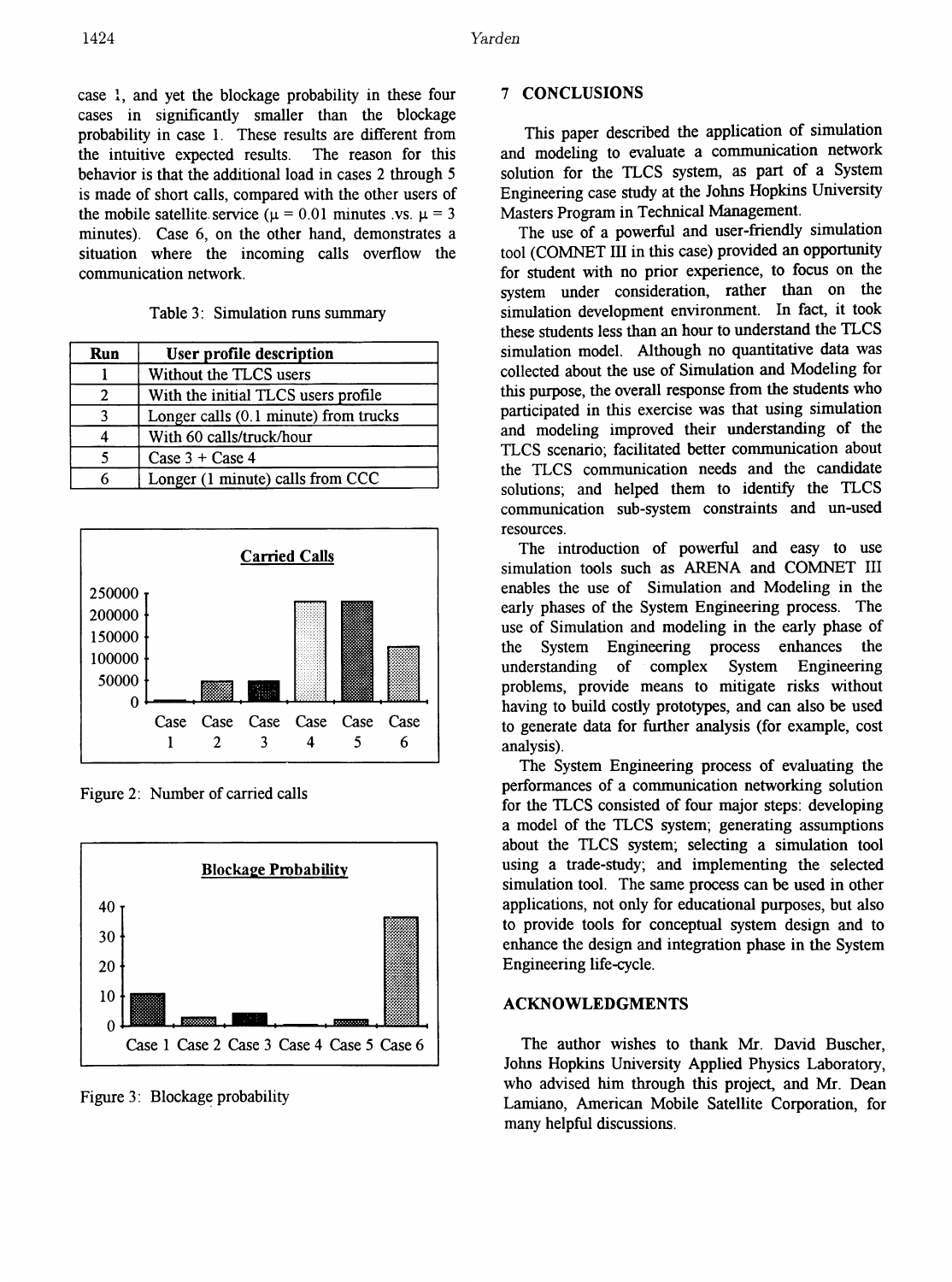case 1, and yet the blockage probability in these four cases in significantly smaller than the blockage probability in case 1. These results are different from the intuitive expected results. The reason for this behavior is that the additional load in cases 2 through 5 is made of short calls, compared with the other users of the mobile satellite service ($\mu = 0.01$ minutes .vs. $\mu = 3$ minutes). Case 6, on the other hand, demonstrates a situation where the incoming calls overflow the communication network.

Table 3: Simulation runs summary

| Run | User profile description |
|---|---|
| 1 | Without the TLCS users |
| 2 | With the initial TLCS users profile |
| 3 | Longer calls (0.1 minute) from trucks |
| 4 | With 60 calls/truck/hour |
| 5 | Case 3 + Case 4 |
| 6 | Longer (1 minute) calls from CCC |

Figure 2: Number of carried calls

Figure 3: Blockage probability

## 7 CONCLUSIONS

This paper described the application of simulation and modeling to evaluate a communication network solution for the TLCS system, as part of a System Engineering case study at the Johns Hopkins University Masters Program in Technical Management.

The use of a powerful and user-friendly simulation tool (COMNET III in this case) provided an opportunity for student with no prior experience, to focus on the system under consideration, rather than on the simulation development environment. In fact, it took these students less than an hour to understand the TLCS simulation model. Although no quantitative data was collected about the use of Simulation and Modeling for this purpose, the overall response from the students who participated in this exercise was that using simulation and modeling improved their understanding of the TLCS scenario; facilitated better communication about the TLCS communication needs and the candidate solutions; and helped them to identify the TLCS communication sub-system constraints and un-used resources.

The introduction of powerful and easy to use simulation tools such as ARENA and COMNET III enables the use of Simulation and Modeling in the early phases of the System Engineering process. The use of Simulation and modeling in the early phase of the System Engineering process enhances the understanding of complex System Engineering problems, provide means to mitigate risks without having to build costly prototypes, and can also be used to generate data for further analysis (for example, cost analysis).

The System Engineering process of evaluating the performances of a communication networking solution for the TLCS consisted of four major steps: developing a model of the TLCS system; generating assumptions about the TLCS system; selecting a simulation tool using a trade-study; and implementing the selected simulation tool. The same process can be used in other applications, not only for educational purposes, but also to provide tools for conceptual system design and to enhance the design and integration phase in the System Engineering life-cycle.

## ACKNOWLEDGMENTS

The author wishes to thank Mr. David Buscher, Johns Hopkins University Applied Physics Laboratory, who advised him through this project, and Mr. Dean Lamiano, American Mobile Satellite Corporation, for many helpful discussions.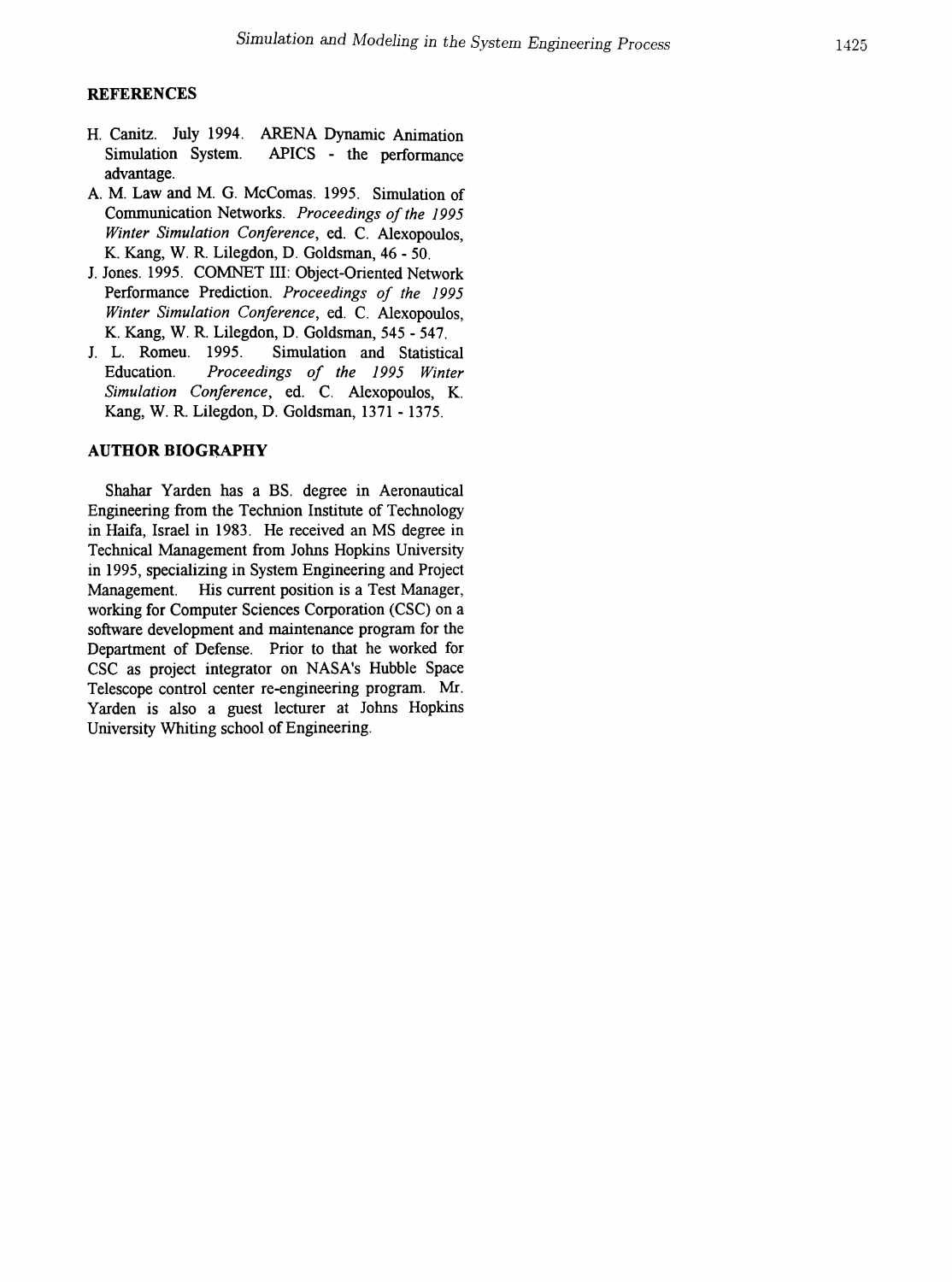## REFERENCES

H. Canitz. July 1994. ARENA Dynamic Animation Simulation System. APICS - the performance advantage.

A. M. Law and M. G. McComas. 1995. Simulation of Communication Networks. *Proceedings of the 1995 Winter Simulation Conference*, ed. C. Alexopoulos, K. Kang, W. R. Lilegdon, D. Goldsman, 46 - 50.

J. Jones. 1995. COMNET III: Object-Oriented Network Performance Prediction. *Proceedings of the 1995 Winter Simulation Conference*, ed. C. Alexopoulos, K. Kang, W. R. Lilegdon, D. Goldsman, 545 - 547.

J. L. Romeu. 1995. Simulation and Statistical Education. *Proceedings of the 1995 Winter Simulation Conference*, ed. C. Alexopoulos, K. Kang, W. R. Lilegdon, D. Goldsman, 1371 - 1375.

## AUTHOR BIOGRAPHY

Shahar Yarden has a BS. degree in Aeronautical Engineering from the Technion Institute of Technology in Haifa, Israel in 1983. He received an MS degree in Technical Management from Johns Hopkins University in 1995, specializing in System Engineering and Project Management. His current position is a Test Manager, working for Computer Sciences Corporation (CSC) on a software development and maintenance program for the Department of Defense. Prior to that he worked for CSC as project integrator on NASA's Hubble Space Telescope control center re-engineering program. Mr. Yarden is also a guest lecturer at Johns Hopkins University Whiting school of Engineering.